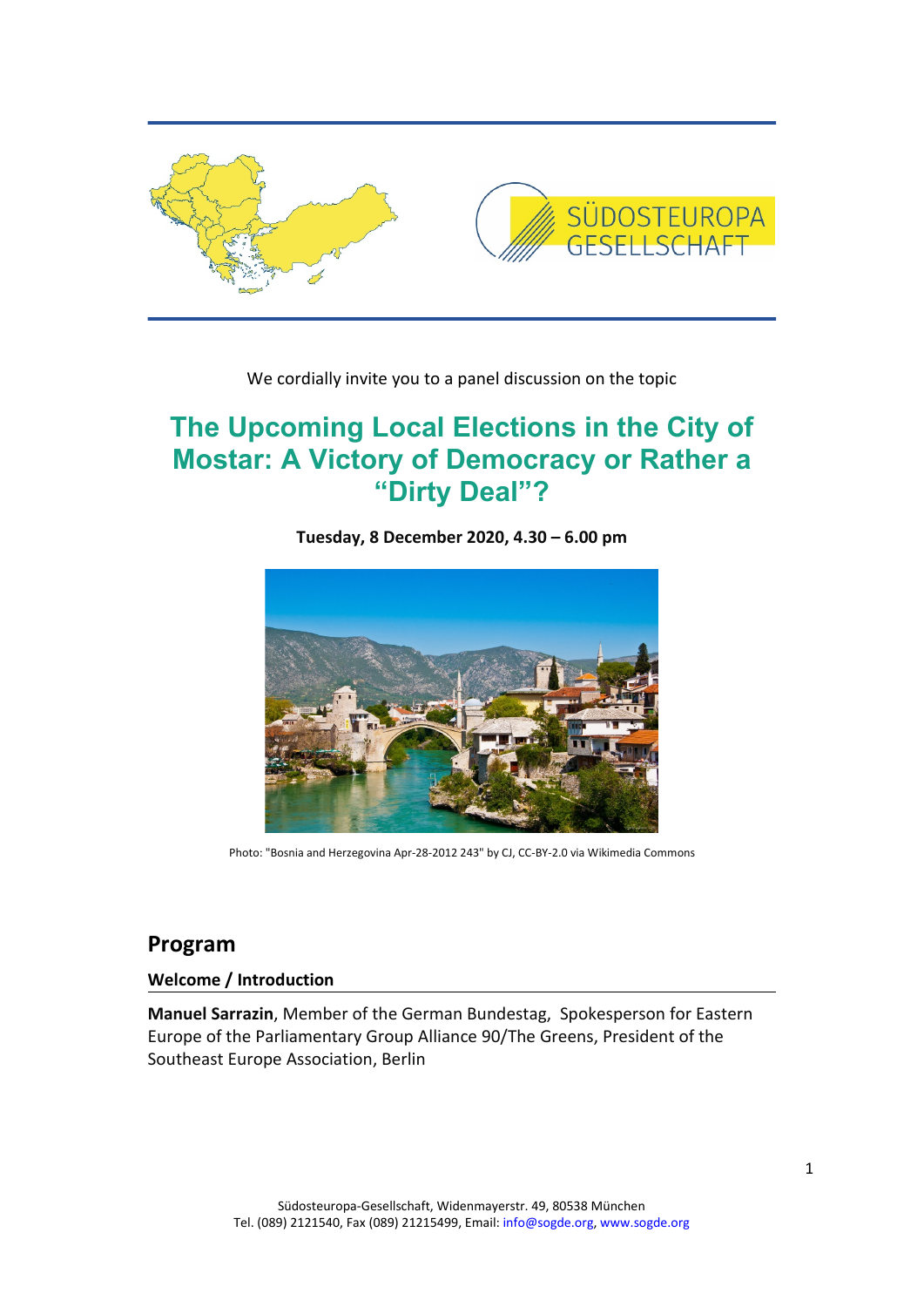SÜDOSTEUROPA GESELLSCHAFT

We cordially invite you to a panel discussion on the topic

# The Upcoming Local Elections in the City of Mostar: A Victory of Democracy or Rather a "Dirty Deal"?

**Tuesday, 8 December 2020, 4.30 – 6.00 pm**

Photo: "Bosnia and Herzegovina Apr-28-2012 243" by CJ, CC-BY-2.0 via Wikimedia Commons

## Program

### Welcome / Introduction

**Manuel Sarrazin**, Member of the German Bundestag, Spokesperson for Eastern Europe of the Parliamentary Group Alliance 90/The Greens, President of the Southeast Europe Association, Berlin

Südosteuropa-Gesellschaft, Widenmayerstr. 49, 80538 München
Tel. (089) 2121540, Fax (089) 21215499, Email: info@sogde.org, www.sogde.org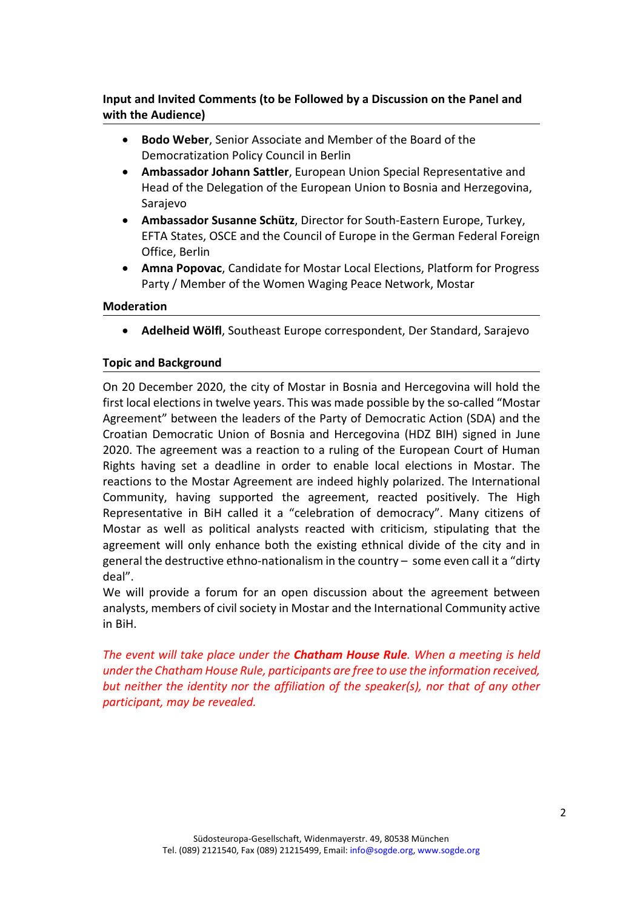**Input and Invited Comments (to be Followed by a Discussion on the Panel and with the Audience)**

- **Bodo Weber**, Senior Associate and Member of the Board of the Democratization Policy Council in Berlin
- **Ambassador Johann Sattler**, European Union Special Representative and Head of the Delegation of the European Union to Bosnia and Herzegovina, Sarajevo
- **Ambassador Susanne Schütz**, Director for South-Eastern Europe, Turkey, EFTA States, OSCE and the Council of Europe in the German Federal Foreign Office, Berlin
- **Amna Popovac**, Candidate for Mostar Local Elections, Platform for Progress Party / Member of the Women Waging Peace Network, Mostar

**Moderation**

- **Adelheid Wölfl**, Southeast Europe correspondent, Der Standard, Sarajevo

**Topic and Background**

On 20 December 2020, the city of Mostar in Bosnia and Hercegovina will hold the first local elections in twelve years. This was made possible by the so-called "Mostar Agreement" between the leaders of the Party of Democratic Action (SDA) and the Croatian Democratic Union of Bosnia and Hercegovina (HDZ BIH) signed in June 2020. The agreement was a reaction to a ruling of the European Court of Human Rights having set a deadline in order to enable local elections in Mostar. The reactions to the Mostar Agreement are indeed highly polarized. The International Community, having supported the agreement, reacted positively. The High Representative in BiH called it a "celebration of democracy". Many citizens of Mostar as well as political analysts reacted with criticism, stipulating that the agreement will only enhance both the existing ethnical divide of the city and in general the destructive ethno-nationalism in the country – some even call it a "dirty deal".

We will provide a forum for an open discussion about the agreement between analysts, members of civil society in Mostar and the International Community active in BiH.

*The event will take place under the **Chatham House Rule**. When a meeting is held under the Chatham House Rule, participants are free to use the information received, but neither the identity nor the affiliation of the speaker(s), nor that of any other participant, may be revealed.*